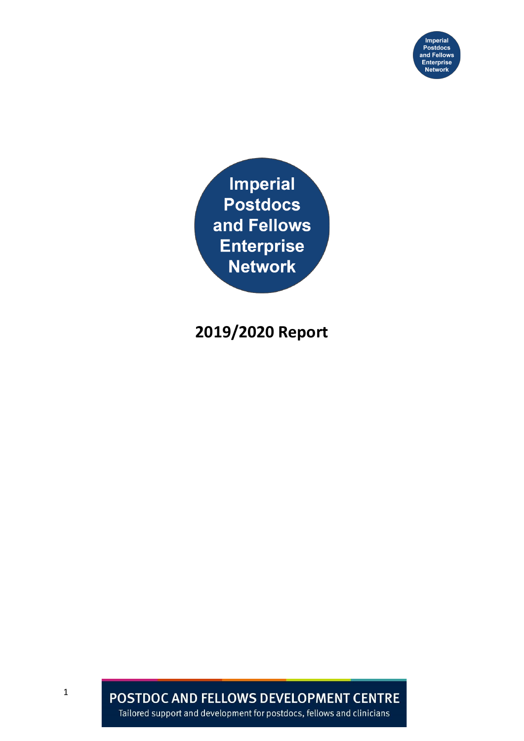# Imperial Postdocs and Fellows Enterprise Network

## 2019/2020 Report

POSTDOC AND FELLOWS DEVELOPMENT CENTRE

Tailored support and development for postdocs, fellows and clinicians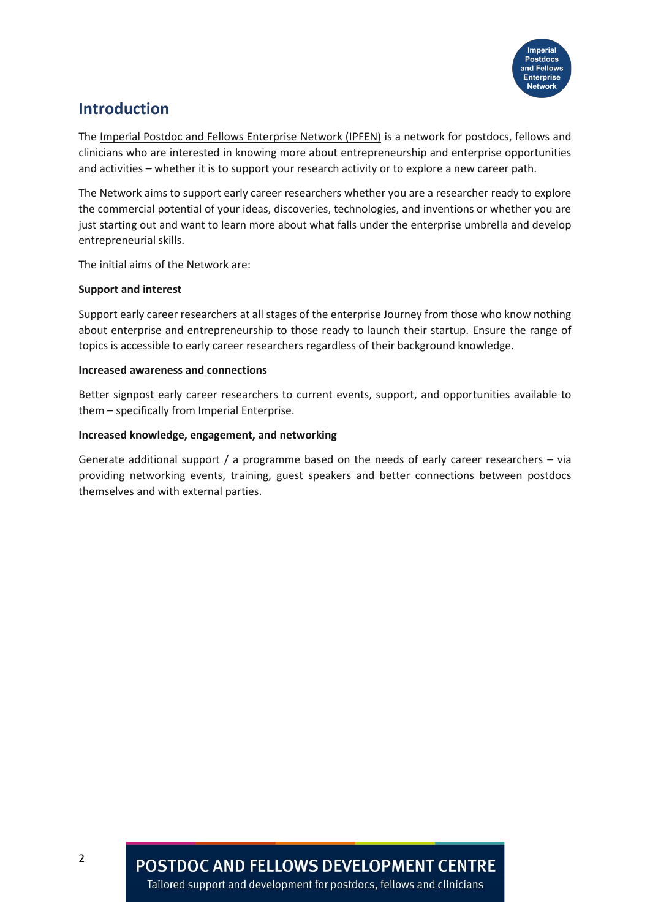## Introduction

The Imperial Postdoc and Fellows Enterprise Network (IPFEN) is a network for postdocs, fellows and clinicians who are interested in knowing more about entrepreneurship and enterprise opportunities and activities – whether it is to support your research activity or to explore a new career path.

The Network aims to support early career researchers whether you are a researcher ready to explore the commercial potential of your ideas, discoveries, technologies, and inventions or whether you are just starting out and want to learn more about what falls under the enterprise umbrella and develop entrepreneurial skills.

The initial aims of the Network are:

**Support and interest**

Support early career researchers at all stages of the enterprise Journey from those who know nothing about enterprise and entrepreneurship to those ready to launch their startup. Ensure the range of topics is accessible to early career researchers regardless of their background knowledge.

**Increased awareness and connections**

Better signpost early career researchers to current events, support, and opportunities available to them – specifically from Imperial Enterprise.

**Increased knowledge, engagement, and networking**

Generate additional support / a programme based on the needs of early career researchers – via providing networking events, training, guest speakers and better connections between postdocs themselves and with external parties.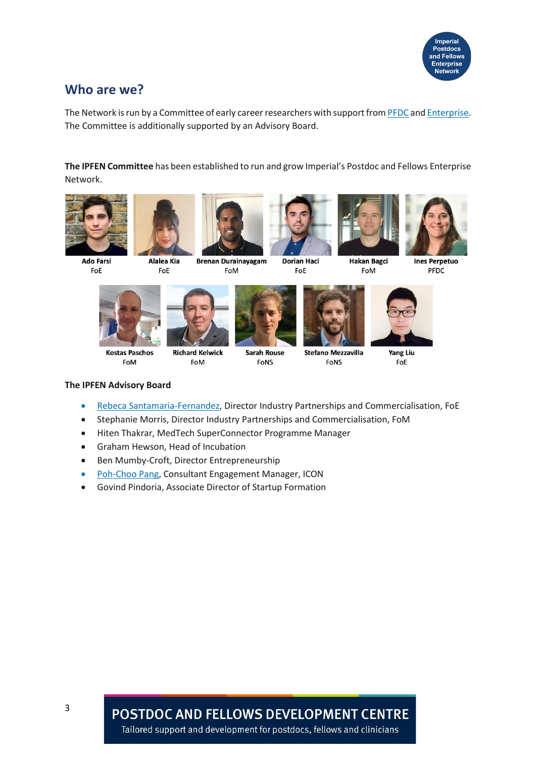## Who are we?

The Network is run by a Committee of early career researchers with support from [PFDC]() and [Enterprise](). The Committee is additionally supported by an Advisory Board.

**The IPFEN Committee** has been established to run and grow Imperial's Postdoc and Fellows Enterprise Network.

**Ado Farsi**
FoE

**Alalea Kia**
FoE

**Brenan Durainayagam**
FoM

**Dorian Haci**
FoE

**Hakan Bagci**
FoM

**Ines Perpetuo**
PFDC

**Kostas Paschos**
FoM

**Richard Kelwick**
FoM

**Sarah Rouse**
FoNS

**Stefano Mezzavilla**
FoNS

**Yang Liu**
FoE

### The IPFEN Advisory Board

- [Rebeca Santamaria-Fernandez](), Director Industry Partnerships and Commercialisation, FoE
- Stephanie Morris, Director Industry Partnerships and Commercialisation, FoM
- Hiten Thakrar, MedTech SuperConnector Programme Manager
- Graham Hewson, Head of Incubation
- Ben Mumby-Croft, Director Entrepreneurship
- [Poh-Choo Pang](), Consultant Engagement Manager, ICON
- Govind Pindoria, Associate Director of Startup Formation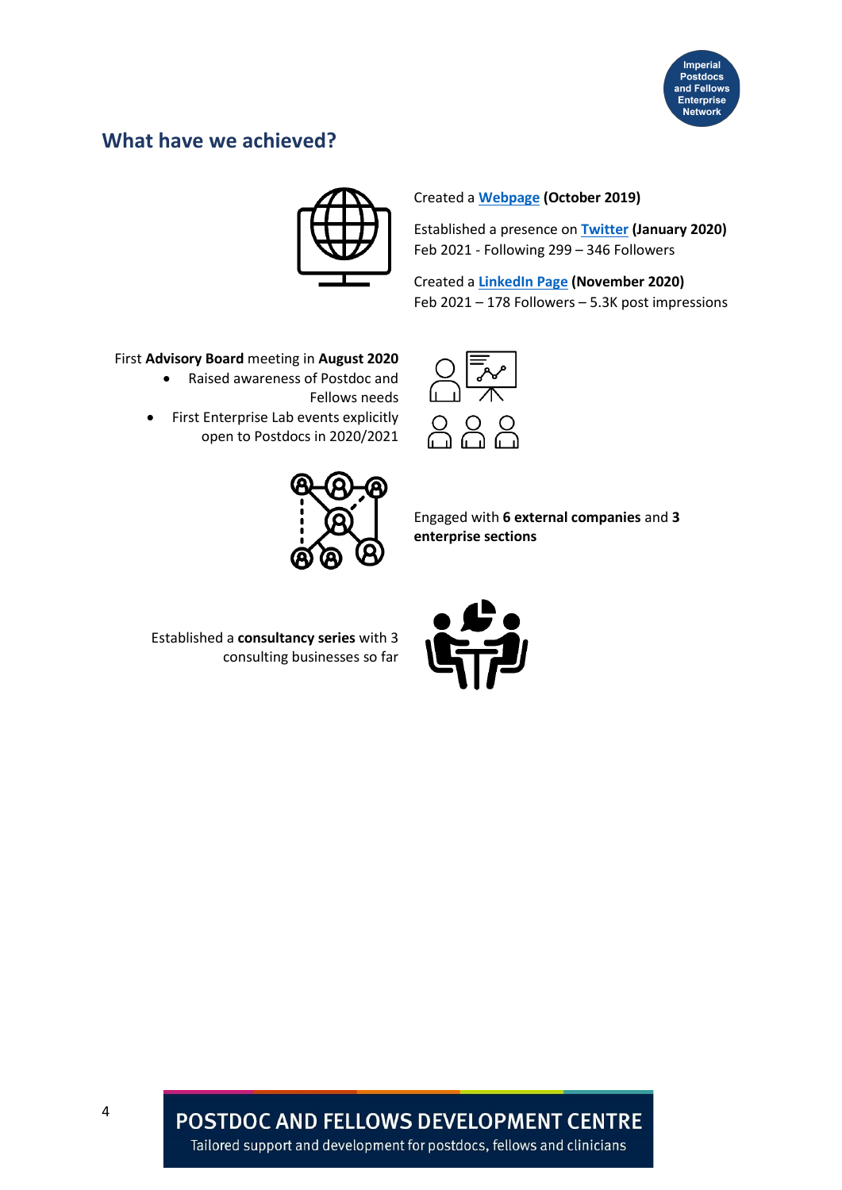## What have we achieved?

Created a Webpage **(October 2019)**

Established a presence on Twitter **(January 2020)**
Feb 2021 - Following 299 – 346 Followers

Created a LinkedIn Page **(November 2020)**
Feb 2021 – 178 Followers – 5.3K post impressions

First **Advisory Board** meeting in **August 2020**

- Raised awareness of Postdoc and Fellows needs
- First Enterprise Lab events explicitly open to Postdocs in 2020/2021

Engaged with **6 external companies** and **3 enterprise sections**

Established a **consultancy series** with 3 consulting businesses so far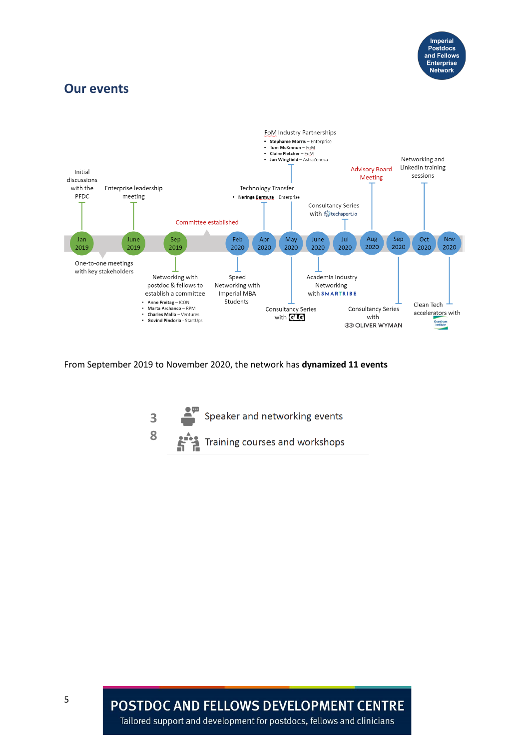# Our events

- **Jan 2019**: Initial discussions with the PFDC; One-to-one meetings with key stakeholders
- **June 2019**: Enterprise leadership meeting
- **Sep 2019**: Networking with postdoc & fellows to establish a committee
  - **Anne Freitag** – ICON
  - **Marta Archanco** – RPM
  - **Charles Mallo** – Ventures
  - **Govind Pindoria** - StartUps
- Committee established
- **Feb 2020**: Speed Networking with Imperial MBA Students
- **Apr 2020**: Technology Transfer
  - **Neringa Barmute** – Enterprise
- **May 2020**: FoM Industry Partnerships
  - **Stephanie Morris** – Enterprise
  - **Tom McKinnon** – FoM
  - **Claire Fletcher** – FoM
  - **Jon Wingfield** – AstraZeneca
- **May 2020**: Consultancy Series with GLG
- **June 2020**: Academia Industry Networking with SMARTRIBE
- **Jul 2020**: Consultancy Series with techspert.io
- **Aug 2020**: Advisory Board Meeting
- **Sep 2020**: Consultancy Series with OLIVER WYMAN
- **Oct 2020**: Networking and LinkedIn training sessions
- **Nov 2020**: Clean Tech accelerators with Grantham Institute

From September 2019 to November 2020, the network has **dynamized 11 events**

**3** Speaker and networking events

**8** Training courses and workshops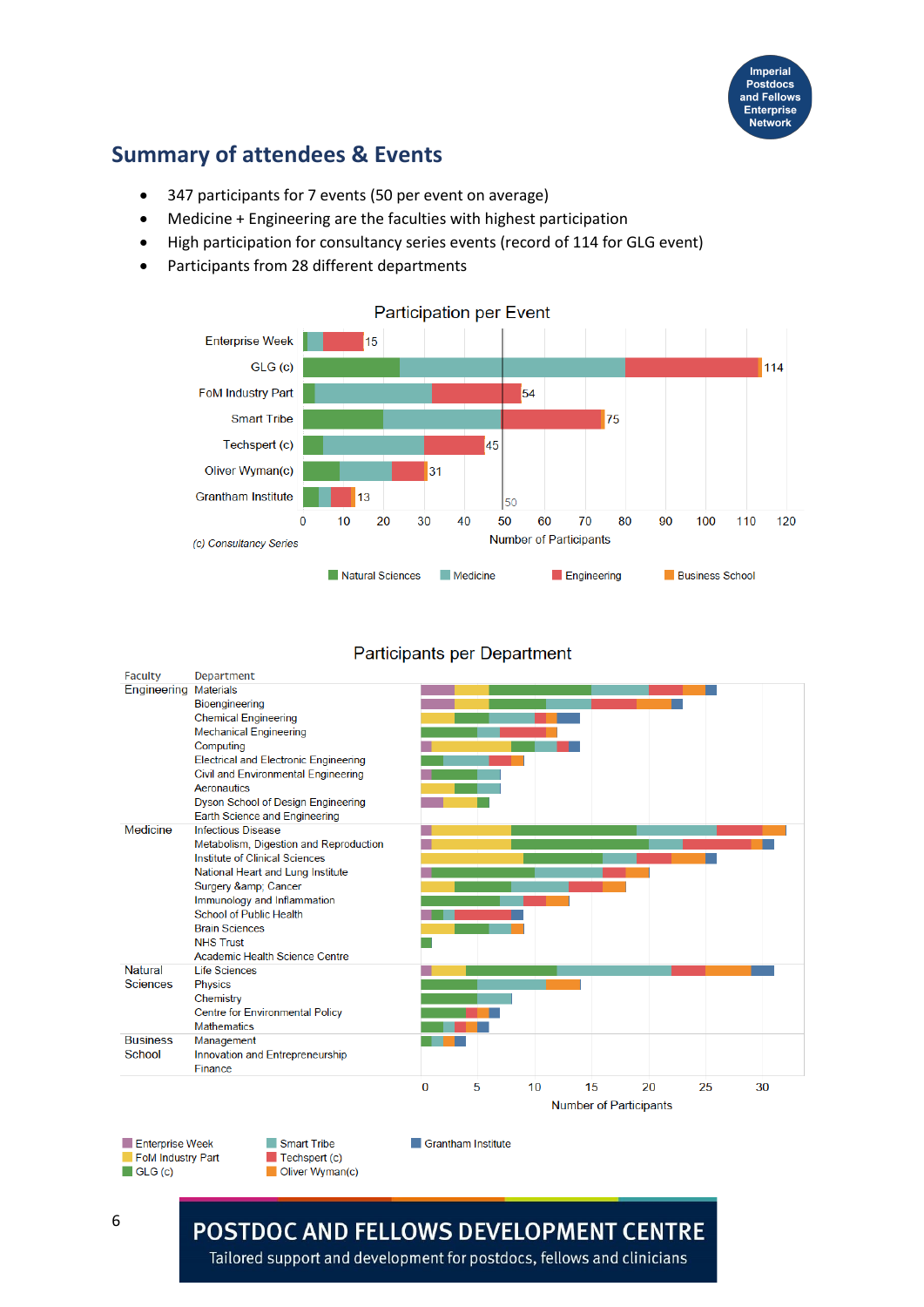## Summary of attendees & Events

- 347 participants for 7 events (50 per event on average)
- Medicine + Engineering are the faculties with highest participation
- High participation for consultancy series events (record of 114 for GLG event)
- Participants from 28 different departments

Participation per Event

| Event | Total Participants |
|---|---|
| Enterprise Week | 15 |
| GLG (c) | 114 |
| FoM Industry Part | 54 |
| Smart Tribe | 75 |
| Techspert (c) | 45 |
| Oliver Wyman(c) | 31 |
| Grantham Institute | 13 |

(c) Consultancy Series

Number of Participants

Legend: Natural Sciences, Medicine, Engineering, Business School

Participants per Department

| Faculty | Department |
|---|---|
| Engineering | Materials |
| | Bioengineering |
| | Chemical Engineering |
| | Mechanical Engineering |
| | Computing |
| | Electrical and Electronic Engineering |
| | Civil and Environmental Engineering |
| | Aeronautics |
| | Dyson School of Design Engineering |
| | Earth Science and Engineering |
| Medicine | Infectious Disease |
| | Metabolism, Digestion and Reproduction |
| | Institute of Clinical Sciences |
| | National Heart and Lung Institute |
| | Surgery &amp; Cancer |
| | Immunology and Inflammation |
| | School of Public Health |
| | Brain Sciences |
| | NHS Trust |
| | Academic Health Science Centre |
| Natural Sciences | Life Sciences |
| | Physics |
| | Chemistry |
| | Centre for Environmental Policy |
| | Mathematics |
| Business School | Management |
| | Innovation and Entrepreneurship |
| | Finance |

Number of Participants

Legend: Enterprise Week, FoM Industry Part, GLG (c), Smart Tribe, Techspert (c), Oliver Wyman(c), Grantham Institute

**POSTDOC AND FELLOWS DEVELOPMENT CENTRE**
Tailored support and development for postdocs, fellows and clinicians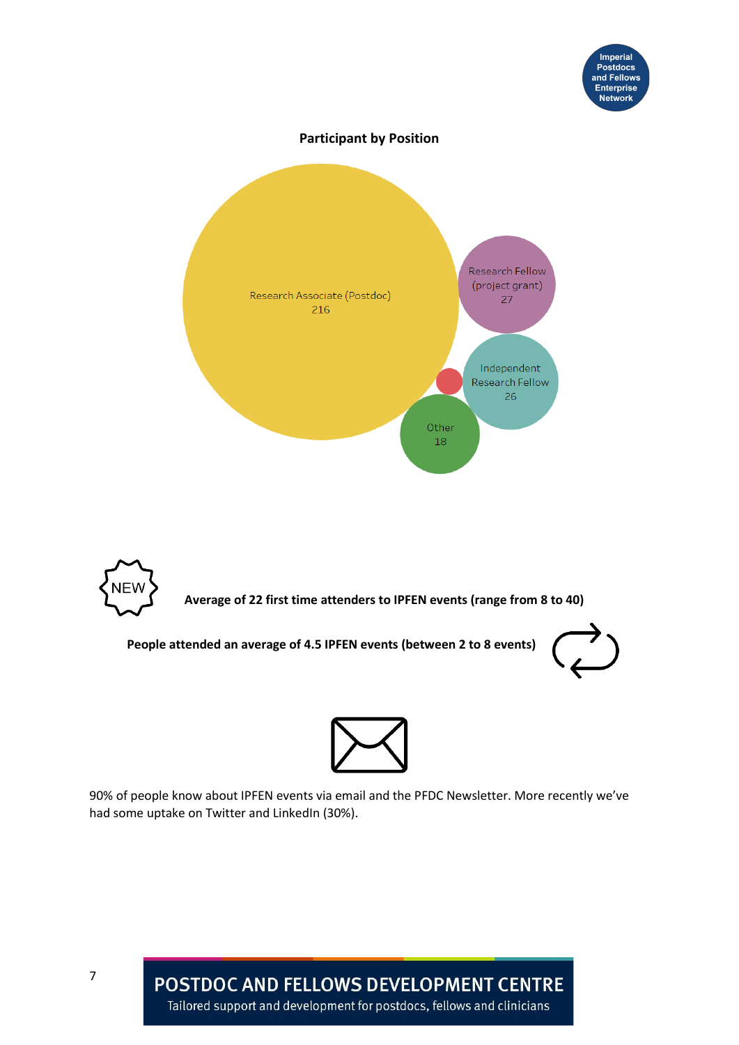**Participant by Position**

Research Associate (Postdoc) 216

Research Fellow (project grant) 27

Independent Research Fellow 26

Other 18

**Average of 22 first time attenders to IPFEN events (range from 8 to 40)**

**People attended an average of 4.5 IPFEN events (between 2 to 8 events)**

90% of people know about IPFEN events via email and the PFDC Newsletter. More recently we've had some uptake on Twitter and LinkedIn (30%).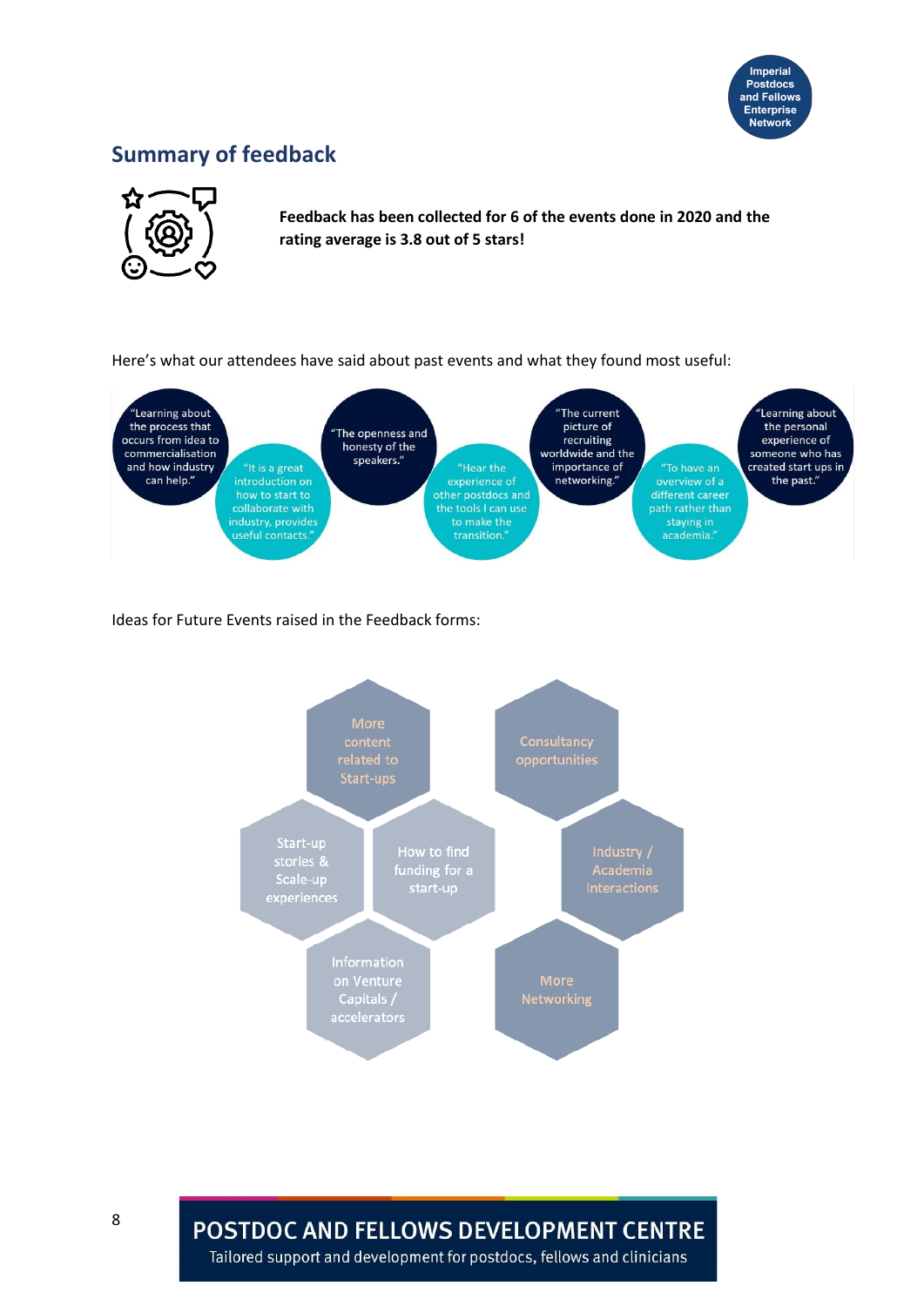## Summary of feedback

**Feedback has been collected for 6 of the events done in 2020 and the rating average is 3.8 out of 5 stars!**

Here's what our attendees have said about past events and what they found most useful:

- "Learning about the process that occurs from idea to commercialisation and how industry can help."
- "It is a great introduction on how to start to collaborate with industry, provides useful contacts."
- "The openness and honesty of the speakers."
- "Hear the experience of other postdocs and the tools I can use to make the transition."
- "The current picture of recruiting worldwide and the importance of networking."
- "To have an overview of a different career path rather than staying in academia."
- "Learning about the personal experience of someone who has created start ups in the past."

Ideas for Future Events raised in the Feedback forms:

- More content related to Start-ups
- Consultancy opportunities
- Start-up stories & Scale-up experiences
- How to find funding for a start-up
- Industry / Academia Interactions
- Information on Venture Capitals / accelerators
- More Networking

POSTDOC AND FELLOWS DEVELOPMENT CENTRE
Tailored support and development for postdocs, fellows and clinicians